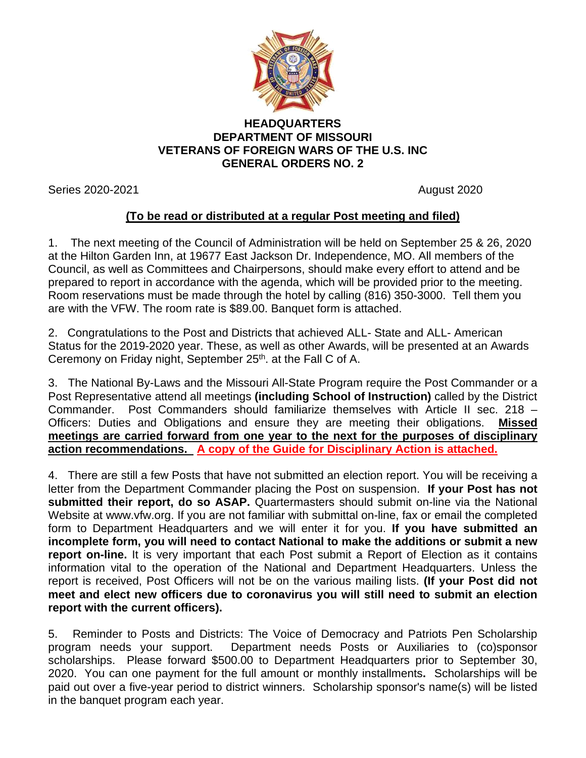**HEADQUARTERS**
**DEPARTMENT OF MISSOURI**
**VETERANS OF FOREIGN WARS OF THE U.S. INC**
**GENERAL ORDERS NO. 2**

Series 2020-2021 August 2020

**(To be read or distributed at a regular Post meeting and filed)**

1. The next meeting of the Council of Administration will be held on September 25 & 26, 2020 at the Hilton Garden Inn, at 19677 East Jackson Dr. Independence, MO. All members of the Council, as well as Committees and Chairpersons, should make every effort to attend and be prepared to report in accordance with the agenda, which will be provided prior to the meeting. Room reservations must be made through the hotel by calling (816) 350-3000. Tell them you are with the VFW. The room rate is $89.00. Banquet form is attached.

2. Congratulations to the Post and Districts that achieved ALL- State and ALL- American Status for the 2019-2020 year. These, as well as other Awards, will be presented at an Awards Ceremony on Friday night, September 25th. at the Fall C of A.

3. The National By-Laws and the Missouri All-State Program require the Post Commander or a Post Representative attend all meetings **(including School of Instruction)** called by the District Commander. Post Commanders should familiarize themselves with Article II sec. 218 – Officers: Duties and Obligations and ensure they are meeting their obligations. **Missed meetings are carried forward from one year to the next for the purposes of disciplinary action recommendations. A copy of the Guide for Disciplinary Action is attached.**

4. There are still a few Posts that have not submitted an election report. You will be receiving a letter from the Department Commander placing the Post on suspension. **If your Post has not submitted their report, do so ASAP.** Quartermasters should submit on-line via the National Website at www.vfw.org. If you are not familiar with submittal on-line, fax or email the completed form to Department Headquarters and we will enter it for you. **If you have submitted an incomplete form, you will need to contact National to make the additions or submit a new report on-line.** It is very important that each Post submit a Report of Election as it contains information vital to the operation of the National and Department Headquarters. Unless the report is received, Post Officers will not be on the various mailing lists. **(If your Post did not meet and elect new officers due to coronavirus you will still need to submit an election report with the current officers).**

5. Reminder to Posts and Districts: The Voice of Democracy and Patriots Pen Scholarship program needs your support. Department needs Posts or Auxiliaries to (co)sponsor scholarships. Please forward $500.00 to Department Headquarters prior to September 30, 2020. You can one payment for the full amount or monthly installments**.** Scholarships will be paid out over a five-year period to district winners. Scholarship sponsor's name(s) will be listed in the banquet program each year.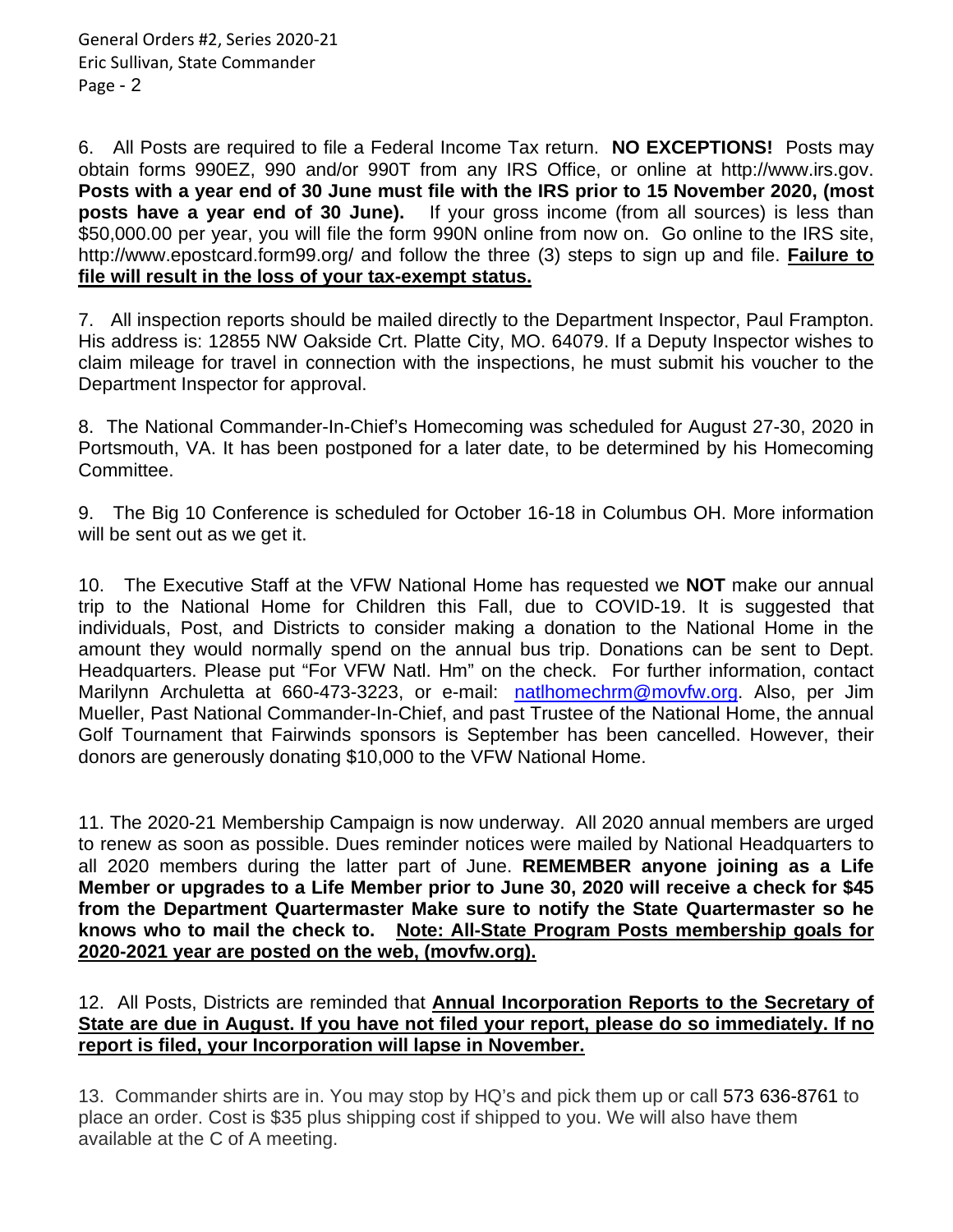6. All Posts are required to file a Federal Income Tax return. **NO EXCEPTIONS!** Posts may obtain forms 990EZ, 990 and/or 990T from any IRS Office, or online at http://www.irs.gov. **Posts with a year end of 30 June must file with the IRS prior to 15 November 2020, (most posts have a year end of 30 June).** If your gross income (from all sources) is less than $50,000.00 per year, you will file the form 990N online from now on. Go online to the IRS site, http://www.epostcard.form99.org/ and follow the three (3) steps to sign up and file. **<u>Failure to file will result in the loss of your tax-exempt status.</u>**

7. All inspection reports should be mailed directly to the Department Inspector, Paul Frampton. His address is: 12855 NW Oakside Crt. Platte City, MO. 64079. If a Deputy Inspector wishes to claim mileage for travel in connection with the inspections, he must submit his voucher to the Department Inspector for approval.

8. The National Commander-In-Chief's Homecoming was scheduled for August 27-30, 2020 in Portsmouth, VA. It has been postponed for a later date, to be determined by his Homecoming Committee.

9. The Big 10 Conference is scheduled for October 16-18 in Columbus OH. More information will be sent out as we get it.

10. The Executive Staff at the VFW National Home has requested we **NOT** make our annual trip to the National Home for Children this Fall, due to COVID-19. It is suggested that individuals, Post, and Districts to consider making a donation to the National Home in the amount they would normally spend on the annual bus trip. Donations can be sent to Dept. Headquarters. Please put "For VFW Natl. Hm" on the check. For further information, contact Marilynn Archuletta at 660-473-3223, or e-mail: natlhomechrm@movfw.org. Also, per Jim Mueller, Past National Commander-In-Chief, and past Trustee of the National Home, the annual Golf Tournament that Fairwinds sponsors is September has been cancelled. However, their donors are generously donating $10,000 to the VFW National Home.

11. The 2020-21 Membership Campaign is now underway. All 2020 annual members are urged to renew as soon as possible. Dues reminder notices were mailed by National Headquarters to all 2020 members during the latter part of June. **REMEMBER anyone joining as a Life Member or upgrades to a Life Member prior to June 30, 2020 will receive a check for $45 from the Department Quartermaster Make sure to notify the State Quartermaster so he knows who to mail the check to. <u>Note: All-State Program Posts membership goals for 2020-2021 year are posted on the web, (movfw.org).</u>**

12. All Posts, Districts are reminded that **<u>Annual Incorporation Reports to the Secretary of State are due in August. If you have not filed your report, please do so immediately. If no report is filed, your Incorporation will lapse in November.</u>**

13. Commander shirts are in. You may stop by HQ's and pick them up or call 573 636-8761 to place an order. Cost is $35 plus shipping cost if shipped to you. We will also have them available at the C of A meeting.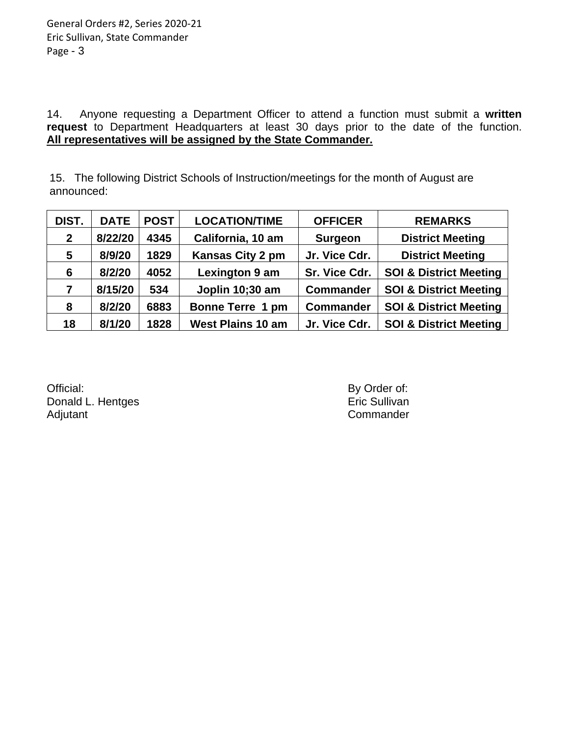14. Anyone requesting a Department Officer to attend a function must submit a **written request** to Department Headquarters at least 30 days prior to the date of the function. **All representatives will be assigned by the State Commander.**

15. The following District Schools of Instruction/meetings for the month of August are announced:

| DIST. | DATE | POST | LOCATION/TIME | OFFICER | REMARKS |
|---|---|---|---|---|---|
| 2 | 8/22/20 | 4345 | California, 10 am | Surgeon | District Meeting |
| 5 | 8/9/20 | 1829 | Kansas City 2 pm | Jr. Vice Cdr. | District Meeting |
| 6 | 8/2/20 | 4052 | Lexington 9 am | Sr. Vice Cdr. | SOI & District Meeting |
| 7 | 8/15/20 | 534 | Joplin 10;30 am | Commander | SOI & District Meeting |
| 8 | 8/2/20 | 6883 | Bonne Terre 1 pm | Commander | SOI & District Meeting |
| 18 | 8/1/20 | 1828 | West Plains 10 am | Jr. Vice Cdr. | SOI & District Meeting |

Official:
Donald L. Hentges
Adjutant

By Order of:
Eric Sullivan
Commander